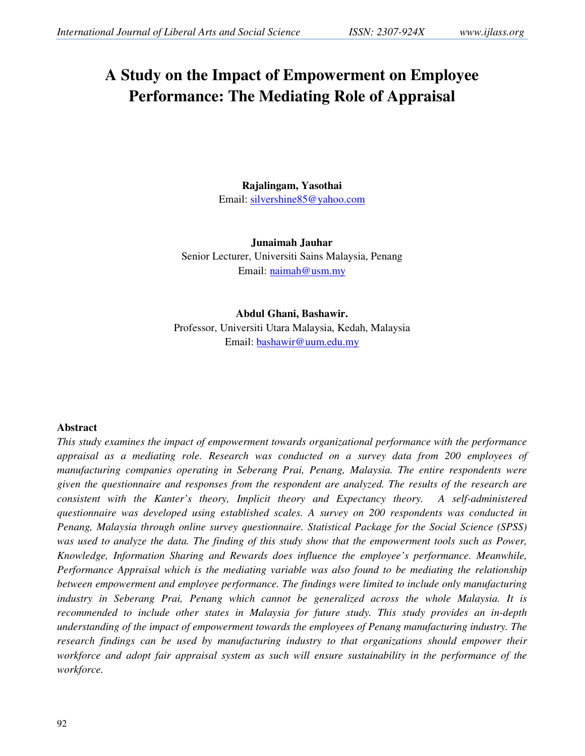# A Study on the Impact of Empowerment on Employee Performance: The Mediating Role of Appraisal

**Rajalingam, Yasothai**
Email: silvershine85@yahoo.com

**Junaimah Jauhar**
Senior Lecturer, Universiti Sains Malaysia, Penang
Email: naimah@usm.my

**Abdul Ghani, Bashawir.**
Professor, Universiti Utara Malaysia, Kedah, Malaysia
Email: bashawir@uum.edu.my

## Abstract

*This study examines the impact of empowerment towards organizational performance with the performance appraisal as a mediating role. Research was conducted on a survey data from 200 employees of manufacturing companies operating in Seberang Prai, Penang, Malaysia. The entire respondents were given the questionnaire and responses from the respondent are analyzed. The results of the research are consistent with the Kanter's theory, Implicit theory and Expectancy theory. A self-administered questionnaire was developed using established scales. A survey on 200 respondents was conducted in Penang, Malaysia through online survey questionnaire. Statistical Package for the Social Science (SPSS) was used to analyze the data. The finding of this study show that the empowerment tools such as Power, Knowledge, Information Sharing and Rewards does influence the employee's performance. Meanwhile, Performance Appraisal which is the mediating variable was also found to be mediating the relationship between empowerment and employee performance. The findings were limited to include only manufacturing industry in Seberang Prai, Penang which cannot be generalized across the whole Malaysia. It is recommended to include other states in Malaysia for future study. This study provides an in-depth understanding of the impact of empowerment towards the employees of Penang manufacturing industry. The research findings can be used by manufacturing industry to that organizations should empower their workforce and adopt fair appraisal system as such will ensure sustainability in the performance of the workforce.*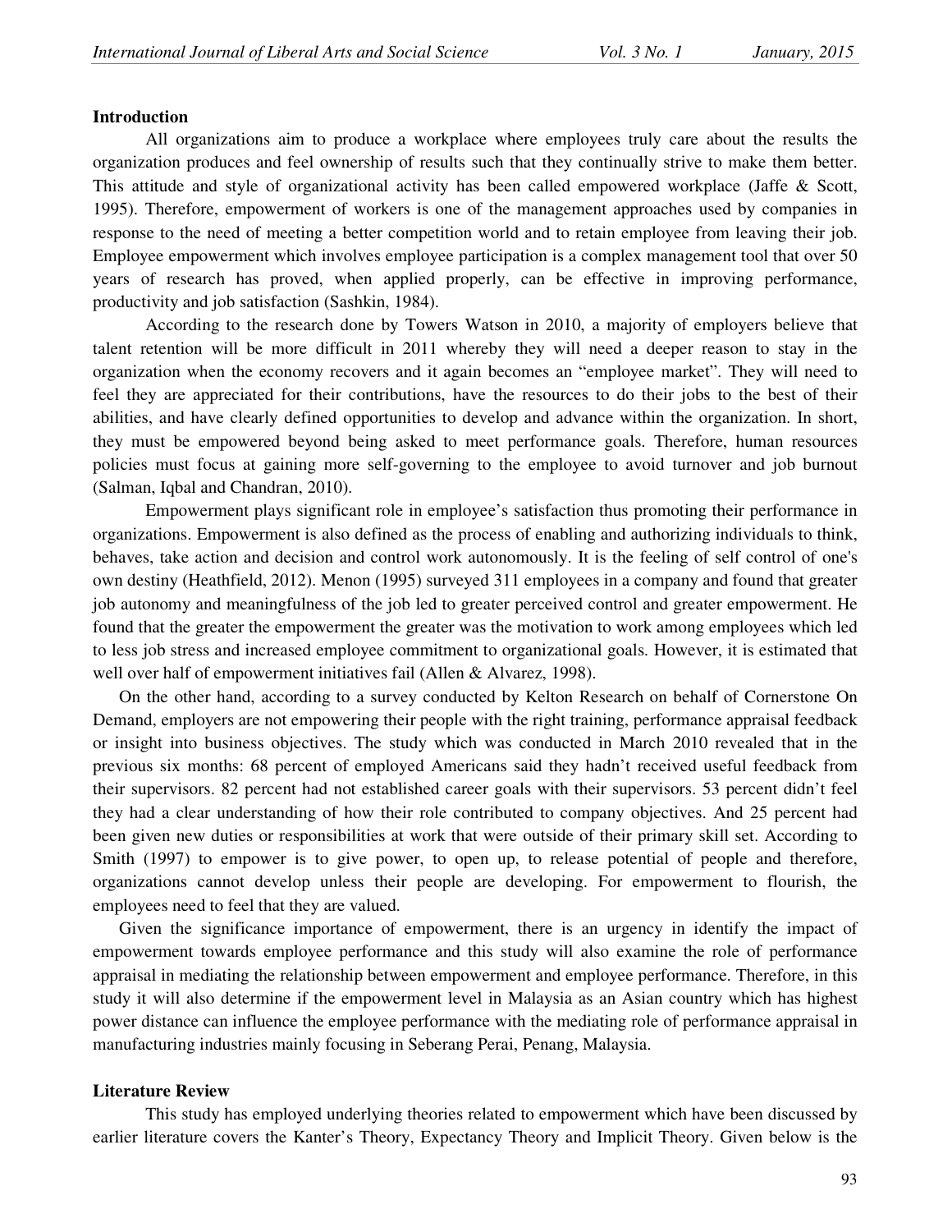## Introduction

All organizations aim to produce a workplace where employees truly care about the results the organization produces and feel ownership of results such that they continually strive to make them better. This attitude and style of organizational activity has been called empowered workplace (Jaffe & Scott, 1995). Therefore, empowerment of workers is one of the management approaches used by companies in response to the need of meeting a better competition world and to retain employee from leaving their job. Employee empowerment which involves employee participation is a complex management tool that over 50 years of research has proved, when applied properly, can be effective in improving performance, productivity and job satisfaction (Sashkin, 1984).

According to the research done by Towers Watson in 2010, a majority of employers believe that talent retention will be more difficult in 2011 whereby they will need a deeper reason to stay in the organization when the economy recovers and it again becomes an "employee market". They will need to feel they are appreciated for their contributions, have the resources to do their jobs to the best of their abilities, and have clearly defined opportunities to develop and advance within the organization. In short, they must be empowered beyond being asked to meet performance goals. Therefore, human resources policies must focus at gaining more self-governing to the employee to avoid turnover and job burnout (Salman, Iqbal and Chandran, 2010).

Empowerment plays significant role in employee's satisfaction thus promoting their performance in organizations. Empowerment is also defined as the process of enabling and authorizing individuals to think, behaves, take action and decision and control work autonomously. It is the feeling of self control of one's own destiny (Heathfield, 2012). Menon (1995) surveyed 311 employees in a company and found that greater job autonomy and meaningfulness of the job led to greater perceived control and greater empowerment. He found that the greater the empowerment the greater was the motivation to work among employees which led to less job stress and increased employee commitment to organizational goals. However, it is estimated that well over half of empowerment initiatives fail (Allen & Alvarez, 1998).

On the other hand, according to a survey conducted by Kelton Research on behalf of Cornerstone On Demand, employers are not empowering their people with the right training, performance appraisal feedback or insight into business objectives. The study which was conducted in March 2010 revealed that in the previous six months: 68 percent of employed Americans said they hadn't received useful feedback from their supervisors. 82 percent had not established career goals with their supervisors. 53 percent didn't feel they had a clear understanding of how their role contributed to company objectives. And 25 percent had been given new duties or responsibilities at work that were outside of their primary skill set. According to Smith (1997) to empower is to give power, to open up, to release potential of people and therefore, organizations cannot develop unless their people are developing. For empowerment to flourish, the employees need to feel that they are valued.

Given the significance importance of empowerment, there is an urgency in identify the impact of empowerment towards employee performance and this study will also examine the role of performance appraisal in mediating the relationship between empowerment and employee performance. Therefore, in this study it will also determine if the empowerment level in Malaysia as an Asian country which has highest power distance can influence the employee performance with the mediating role of performance appraisal in manufacturing industries mainly focusing in Seberang Perai, Penang, Malaysia.

## Literature Review

This study has employed underlying theories related to empowerment which have been discussed by earlier literature covers the Kanter's Theory, Expectancy Theory and Implicit Theory. Given below is the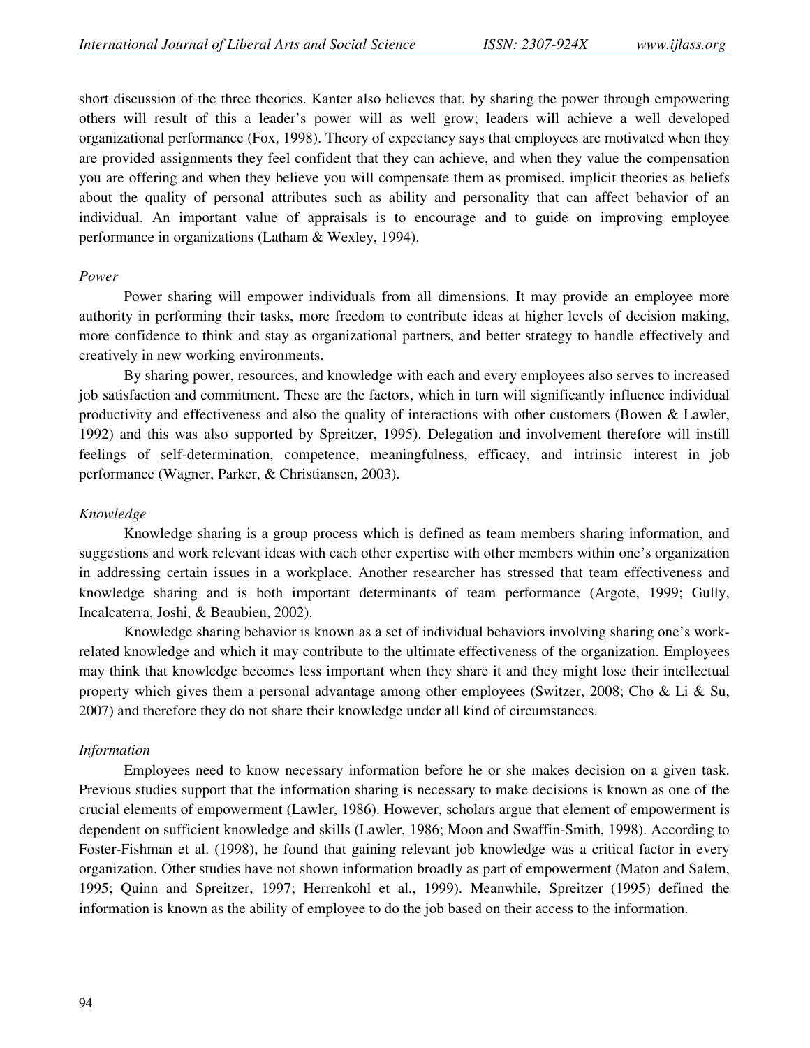short discussion of the three theories. Kanter also believes that, by sharing the power through empowering others will result of this a leader's power will as well grow; leaders will achieve a well developed organizational performance (Fox, 1998). Theory of expectancy says that employees are motivated when they are provided assignments they feel confident that they can achieve, and when they value the compensation you are offering and when they believe you will compensate them as promised. implicit theories as beliefs about the quality of personal attributes such as ability and personality that can affect behavior of an individual. An important value of appraisals is to encourage and to guide on improving employee performance in organizations (Latham & Wexley, 1994).

*Power*

Power sharing will empower individuals from all dimensions. It may provide an employee more authority in performing their tasks, more freedom to contribute ideas at higher levels of decision making, more confidence to think and stay as organizational partners, and better strategy to handle effectively and creatively in new working environments.

By sharing power, resources, and knowledge with each and every employees also serves to increased job satisfaction and commitment. These are the factors, which in turn will significantly influence individual productivity and effectiveness and also the quality of interactions with other customers (Bowen & Lawler, 1992) and this was also supported by Spreitzer, 1995). Delegation and involvement therefore will instill feelings of self-determination, competence, meaningfulness, efficacy, and intrinsic interest in job performance (Wagner, Parker, & Christiansen, 2003).

*Knowledge*

Knowledge sharing is a group process which is defined as team members sharing information, and suggestions and work relevant ideas with each other expertise with other members within one's organization in addressing certain issues in a workplace. Another researcher has stressed that team effectiveness and knowledge sharing and is both important determinants of team performance (Argote, 1999; Gully, Incalcaterra, Joshi, & Beaubien, 2002).

Knowledge sharing behavior is known as a set of individual behaviors involving sharing one's work-related knowledge and which it may contribute to the ultimate effectiveness of the organization. Employees may think that knowledge becomes less important when they share it and they might lose their intellectual property which gives them a personal advantage among other employees (Switzer, 2008; Cho & Li & Su, 2007) and therefore they do not share their knowledge under all kind of circumstances.

*Information*

Employees need to know necessary information before he or she makes decision on a given task. Previous studies support that the information sharing is necessary to make decisions is known as one of the crucial elements of empowerment (Lawler, 1986). However, scholars argue that element of empowerment is dependent on sufficient knowledge and skills (Lawler, 1986; Moon and Swaffin-Smith, 1998). According to Foster-Fishman et al. (1998), he found that gaining relevant job knowledge was a critical factor in every organization. Other studies have not shown information broadly as part of empowerment (Maton and Salem, 1995; Quinn and Spreitzer, 1997; Herrenkohl et al., 1999). Meanwhile, Spreitzer (1995) defined the information is known as the ability of employee to do the job based on their access to the information.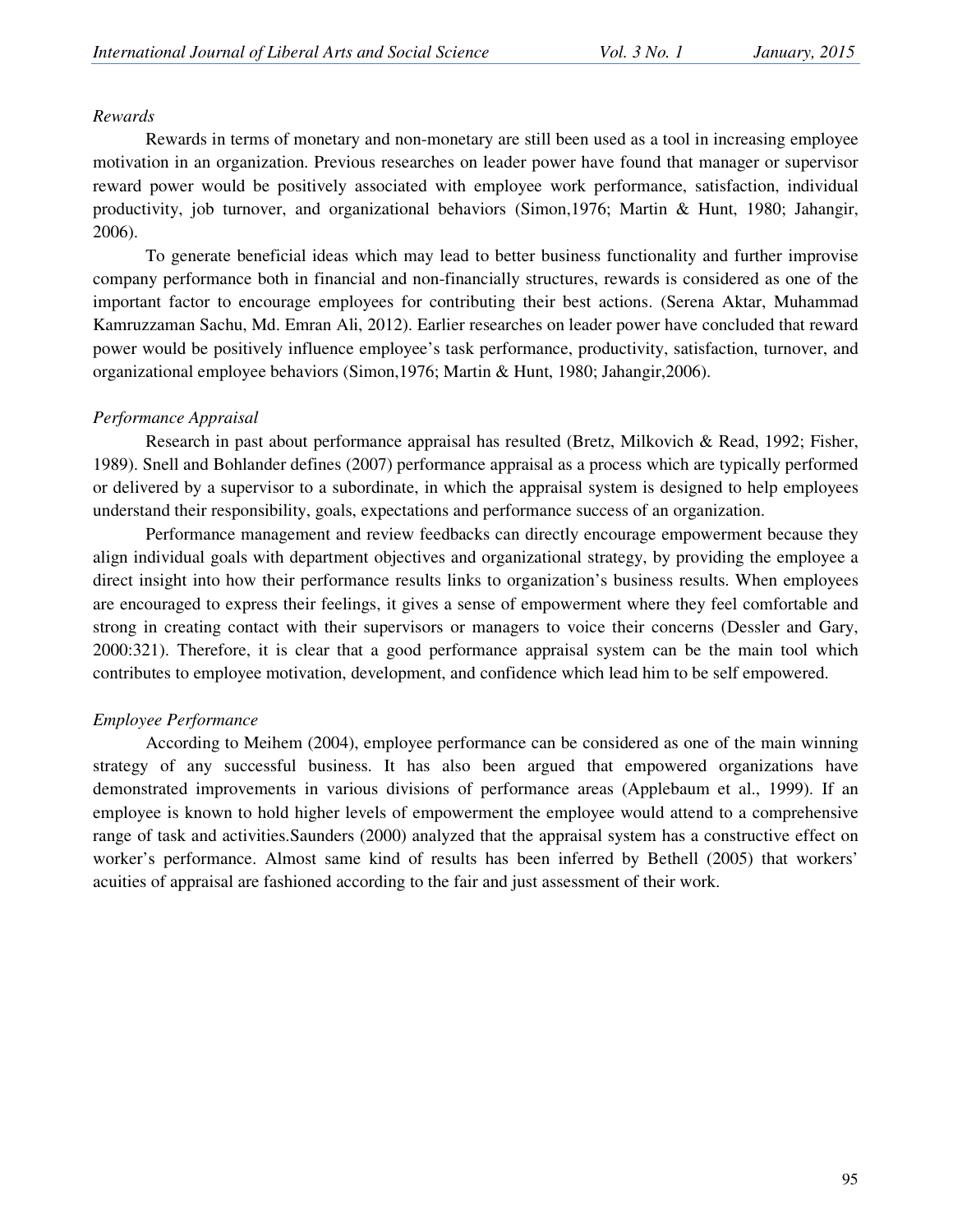*Rewards*

Rewards in terms of monetary and non-monetary are still been used as a tool in increasing employee motivation in an organization. Previous researches on leader power have found that manager or supervisor reward power would be positively associated with employee work performance, satisfaction, individual productivity, job turnover, and organizational behaviors (Simon,1976; Martin & Hunt, 1980; Jahangir, 2006).

To generate beneficial ideas which may lead to better business functionality and further improvise company performance both in financial and non-financially structures, rewards is considered as one of the important factor to encourage employees for contributing their best actions. (Serena Aktar, Muhammad Kamruzzaman Sachu, Md. Emran Ali, 2012). Earlier researches on leader power have concluded that reward power would be positively influence employee's task performance, productivity, satisfaction, turnover, and organizational employee behaviors (Simon,1976; Martin & Hunt, 1980; Jahangir,2006).

*Performance Appraisal*

Research in past about performance appraisal has resulted (Bretz, Milkovich & Read, 1992; Fisher, 1989). Snell and Bohlander defines (2007) performance appraisal as a process which are typically performed or delivered by a supervisor to a subordinate, in which the appraisal system is designed to help employees understand their responsibility, goals, expectations and performance success of an organization.

Performance management and review feedbacks can directly encourage empowerment because they align individual goals with department objectives and organizational strategy, by providing the employee a direct insight into how their performance results links to organization's business results. When employees are encouraged to express their feelings, it gives a sense of empowerment where they feel comfortable and strong in creating contact with their supervisors or managers to voice their concerns (Dessler and Gary, 2000:321). Therefore, it is clear that a good performance appraisal system can be the main tool which contributes to employee motivation, development, and confidence which lead him to be self empowered.

*Employee Performance*

According to Meihem (2004), employee performance can be considered as one of the main winning strategy of any successful business. It has also been argued that empowered organizations have demonstrated improvements in various divisions of performance areas (Applebaum et al., 1999). If an employee is known to hold higher levels of empowerment the employee would attend to a comprehensive range of task and activities.Saunders (2000) analyzed that the appraisal system has a constructive effect on worker's performance. Almost same kind of results has been inferred by Bethell (2005) that workers' acuities of appraisal are fashioned according to the fair and just assessment of their work.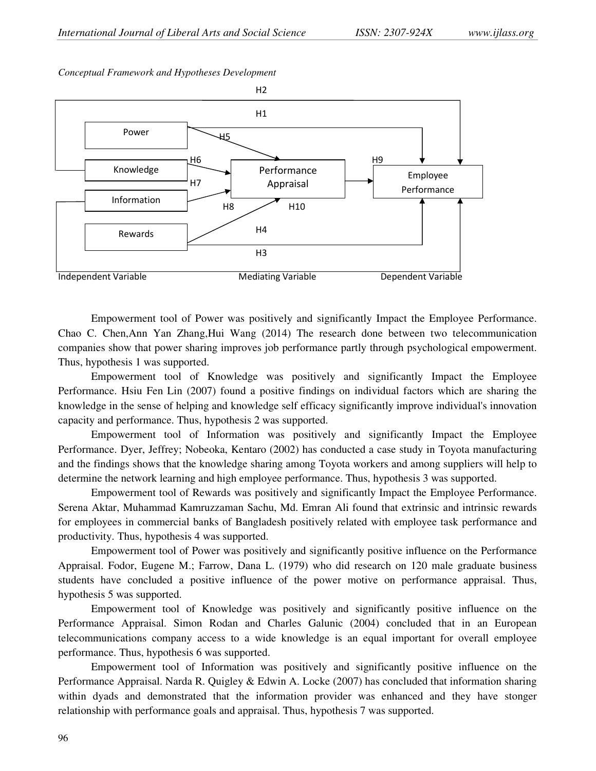*Conceptual Framework and Hypotheses Development*

Empowerment tool of Power was positively and significantly Impact the Employee Performance. Chao C. Chen,Ann Yan Zhang,Hui Wang (2014) The research done between two telecommunication companies show that power sharing improves job performance partly through psychological empowerment. Thus, hypothesis 1 was supported.

Empowerment tool of Knowledge was positively and significantly Impact the Employee Performance. Hsiu Fen Lin (2007) found a positive findings on individual factors which are sharing the knowledge in the sense of helping and knowledge self efficacy significantly improve individual's innovation capacity and performance. Thus, hypothesis 2 was supported.

Empowerment tool of Information was positively and significantly Impact the Employee Performance. Dyer, Jeffrey; Nobeoka, Kentaro (2002) has conducted a case study in Toyota manufacturing and the findings shows that the knowledge sharing among Toyota workers and among suppliers will help to determine the network learning and high employee performance. Thus, hypothesis 3 was supported.

Empowerment tool of Rewards was positively and significantly Impact the Employee Performance. Serena Aktar, Muhammad Kamruzzaman Sachu, Md. Emran Ali found that extrinsic and intrinsic rewards for employees in commercial banks of Bangladesh positively related with employee task performance and productivity. Thus, hypothesis 4 was supported.

Empowerment tool of Power was positively and significantly positive influence on the Performance Appraisal. Fodor, Eugene M.; Farrow, Dana L. (1979) who did research on 120 male graduate business students have concluded a positive influence of the power motive on performance appraisal. Thus, hypothesis 5 was supported.

Empowerment tool of Knowledge was positively and significantly positive influence on the Performance Appraisal. Simon Rodan and Charles Galunic (2004) concluded that in an European telecommunications company access to a wide knowledge is an equal important for overall employee performance. Thus, hypothesis 6 was supported.

Empowerment tool of Information was positively and significantly positive influence on the Performance Appraisal. Narda R. Quigley & Edwin A. Locke (2007) has concluded that information sharing within dyads and demonstrated that the information provider was enhanced and they have stonger relationship with performance goals and appraisal. Thus, hypothesis 7 was supported.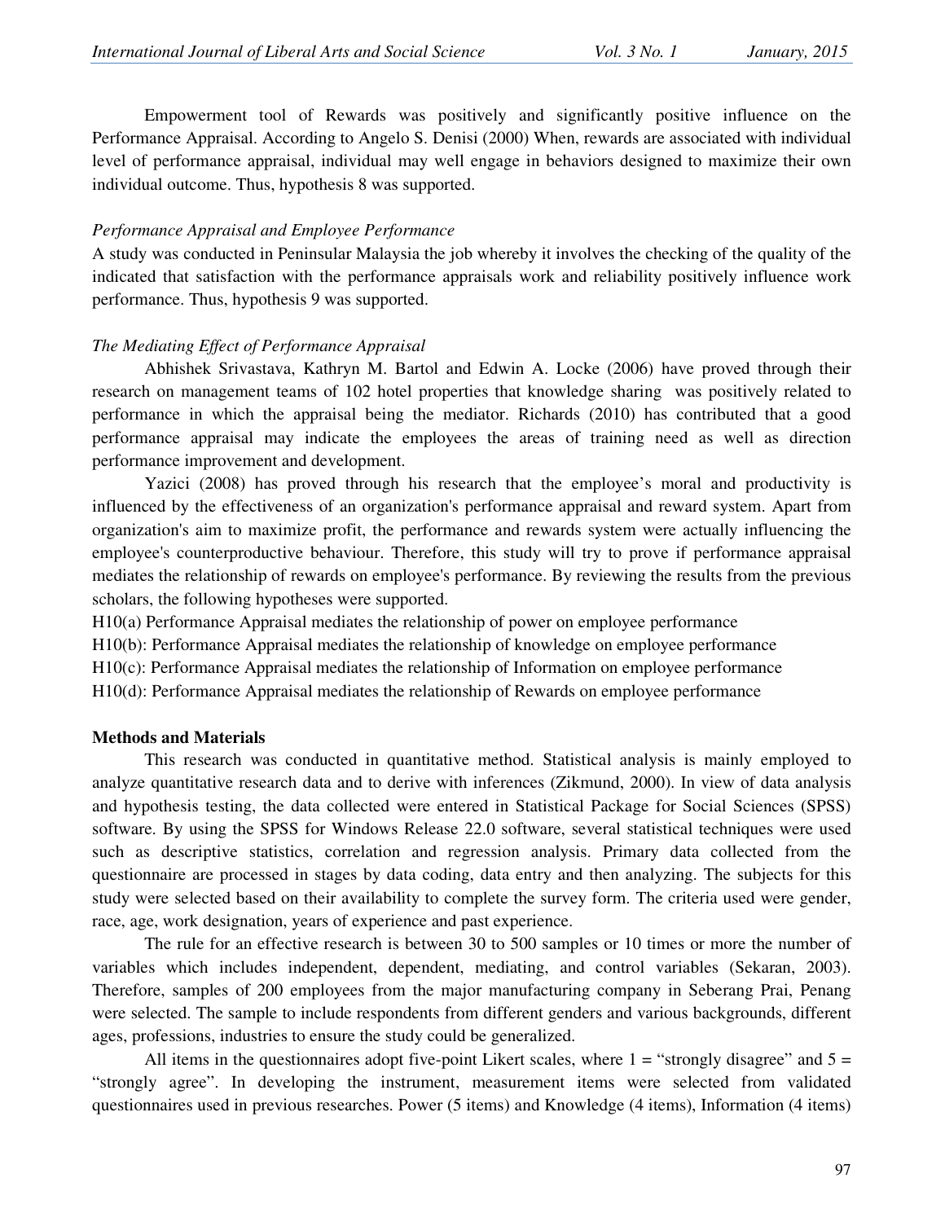Empowerment tool of Rewards was positively and significantly positive influence on the Performance Appraisal. According to Angelo S. Denisi (2000) When, rewards are associated with individual level of performance appraisal, individual may well engage in behaviors designed to maximize their own individual outcome. Thus, hypothesis 8 was supported.

*Performance Appraisal and Employee Performance*

A study was conducted in Peninsular Malaysia the job whereby it involves the checking of the quality of the indicated that satisfaction with the performance appraisals work and reliability positively influence work performance. Thus, hypothesis 9 was supported.

*The Mediating Effect of Performance Appraisal*

Abhishek Srivastava, Kathryn M. Bartol and Edwin A. Locke (2006) have proved through their research on management teams of 102 hotel properties that knowledge sharing was positively related to performance in which the appraisal being the mediator. Richards (2010) has contributed that a good performance appraisal may indicate the employees the areas of training need as well as direction performance improvement and development.

Yazici (2008) has proved through his research that the employee's moral and productivity is influenced by the effectiveness of an organization's performance appraisal and reward system. Apart from organization's aim to maximize profit, the performance and rewards system were actually influencing the employee's counterproductive behaviour. Therefore, this study will try to prove if performance appraisal mediates the relationship of rewards on employee's performance. By reviewing the results from the previous scholars, the following hypotheses were supported.

H10(a) Performance Appraisal mediates the relationship of power on employee performance

H10(b): Performance Appraisal mediates the relationship of knowledge on employee performance

H10(c): Performance Appraisal mediates the relationship of Information on employee performance

H10(d): Performance Appraisal mediates the relationship of Rewards on employee performance

**Methods and Materials**

This research was conducted in quantitative method. Statistical analysis is mainly employed to analyze quantitative research data and to derive with inferences (Zikmund, 2000). In view of data analysis and hypothesis testing, the data collected were entered in Statistical Package for Social Sciences (SPSS) software. By using the SPSS for Windows Release 22.0 software, several statistical techniques were used such as descriptive statistics, correlation and regression analysis. Primary data collected from the questionnaire are processed in stages by data coding, data entry and then analyzing. The subjects for this study were selected based on their availability to complete the survey form. The criteria used were gender, race, age, work designation, years of experience and past experience.

The rule for an effective research is between 30 to 500 samples or 10 times or more the number of variables which includes independent, dependent, mediating, and control variables (Sekaran, 2003). Therefore, samples of 200 employees from the major manufacturing company in Seberang Prai, Penang were selected. The sample to include respondents from different genders and various backgrounds, different ages, professions, industries to ensure the study could be generalized.

All items in the questionnaires adopt five-point Likert scales, where 1 = "strongly disagree" and 5 = "strongly agree". In developing the instrument, measurement items were selected from validated questionnaires used in previous researches. Power (5 items) and Knowledge (4 items), Information (4 items)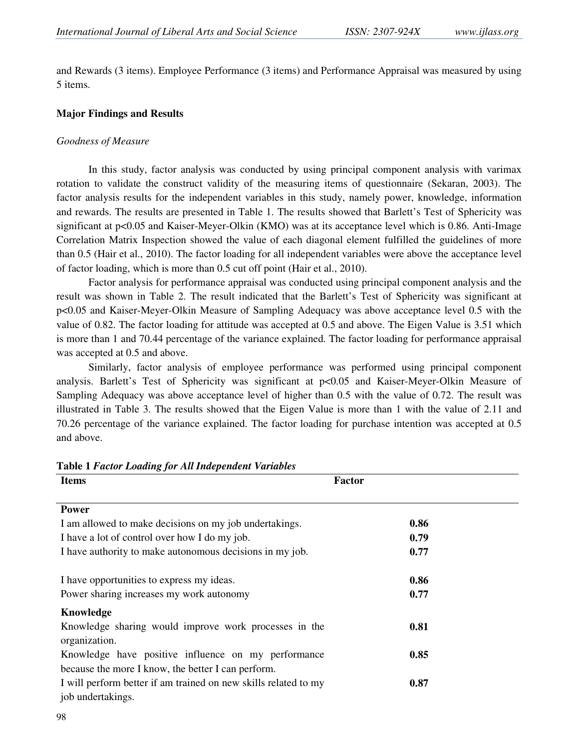and Rewards (3 items). Employee Performance (3 items) and Performance Appraisal was measured by using 5 items.

## Major Findings and Results

### *Goodness of Measure*

In this study, factor analysis was conducted by using principal component analysis with varimax rotation to validate the construct validity of the measuring items of questionnaire (Sekaran, 2003). The factor analysis results for the independent variables in this study, namely power, knowledge, information and rewards. The results are presented in Table 1. The results showed that Barlett's Test of Sphericity was significant at $p<0.05$ and Kaiser-Meyer-Olkin (KMO) was at its acceptance level which is 0.86. Anti-Image Correlation Matrix Inspection showed the value of each diagonal element fulfilled the guidelines of more than 0.5 (Hair et al., 2010). The factor loading for all independent variables were above the acceptance level of factor loading, which is more than 0.5 cut off point (Hair et al., 2010).

Factor analysis for performance appraisal was conducted using principal component analysis and the result was shown in Table 2. The result indicated that the Barlett's Test of Sphericity was significant at $p<0.05$ and Kaiser-Meyer-Olkin Measure of Sampling Adequacy was above acceptance level 0.5 with the value of 0.82. The factor loading for attitude was accepted at 0.5 and above. The Eigen Value is 3.51 which is more than 1 and 70.44 percentage of the variance explained. The factor loading for performance appraisal was accepted at 0.5 and above.

Similarly, factor analysis of employee performance was performed using principal component analysis. Barlett's Test of Sphericity was significant at $p<0.05$ and Kaiser-Meyer-Olkin Measure of Sampling Adequacy was above acceptance level of higher than 0.5 with the value of 0.72. The result was illustrated in Table 3. The results showed that the Eigen Value is more than 1 with the value of 2.11 and 70.26 percentage of the variance explained. The factor loading for purchase intention was accepted at 0.5 and above.

**Table 1** ***Factor Loading for All Independent Variables***

| Items | Factor |
|---|---|
| **Power** | |
| I am allowed to make decisions on my job undertakings. | **0.86** |
| I have a lot of control over how I do my job. | **0.79** |
| I have authority to make autonomous decisions in my job. | **0.77** |
| I have opportunities to express my ideas. | **0.86** |
| Power sharing increases my work autonomy | **0.77** |
| **Knowledge** | |
| Knowledge sharing would improve work processes in the organization. | **0.81** |
| Knowledge have positive influence on my performance because the more I know, the better I can perform. | **0.85** |
| I will perform better if am trained on new skills related to my job undertakings. | **0.87** |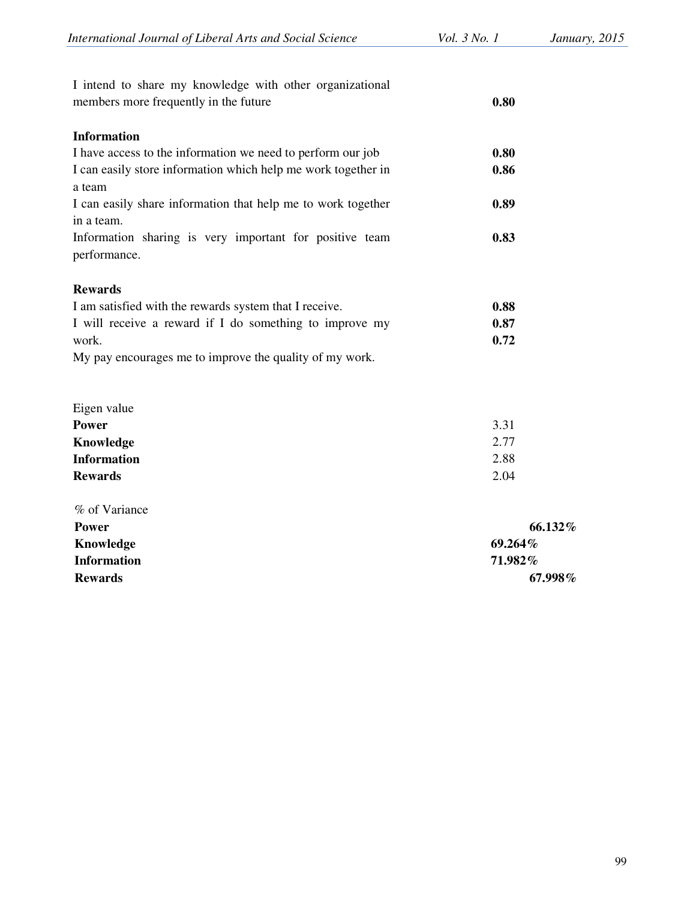| | |
|---|---|
| I intend to share my knowledge with other organizational members more frequently in the future | **0.80** |
| **Information** | |
| I have access to the information we need to perform our job | **0.80** |
| I can easily store information which help me work together in a team | **0.86** |
| I can easily share information that help me to work together in a team. | **0.89** |
| Information sharing is very important for positive team performance. | **0.83** |
| **Rewards** | |
| I am satisfied with the rewards system that I receive. | **0.88** |
| I will receive a reward if I do something to improve my work. | **0.87** |
| My pay encourages me to improve the quality of my work. | **0.72** |
| Eigen value | |
| **Power** | 3.31 |
| **Knowledge** | 2.77 |
| **Information** | 2.88 |
| **Rewards** | 2.04 |
| % of Variance | |
| **Power** | **66.132%** |
| **Knowledge** | **69.264%** |
| **Information** | **71.982%** |
| **Rewards** | **67.998%** |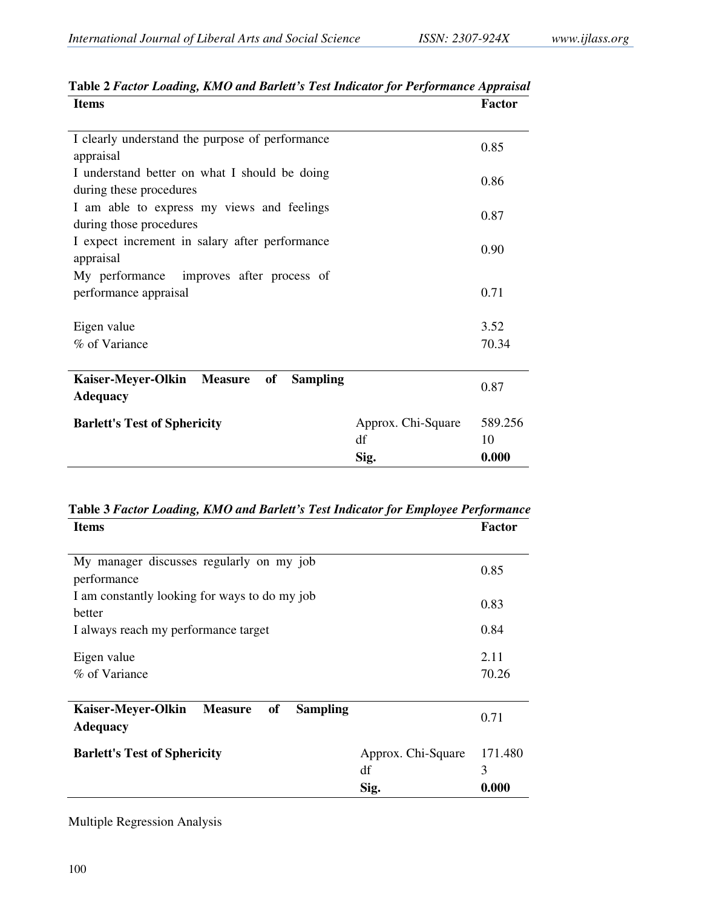**Table 2** ***Factor Loading, KMO and Barlett's Test Indicator for Performance Appraisal***

| Items | | Factor |
|---|---|---|
| I clearly understand the purpose of performance appraisal | | 0.85 |
| I understand better on what I should be doing during these procedures | | 0.86 |
| I am able to express my views and feelings during those procedures | | 0.87 |
| I expect increment in salary after performance appraisal | | 0.90 |
| My performance improves after process of performance appraisal | | 0.71 |
| Eigen value | | 3.52 |
| % of Variance | | 70.34 |
| **Kaiser-Meyer-Olkin Measure of Sampling Adequacy** | | 0.87 |
| **Barlett's Test of Sphericity** | Approx. Chi-Square | 589.256 |
| | df | 10 |
| | **Sig.** | **0.000** |

**Table 3** ***Factor Loading, KMO and Barlett's Test Indicator for Employee Performance***

| Items | | Factor |
|---|---|---|
| My manager discusses regularly on my job performance | | 0.85 |
| I am constantly looking for ways to do my job better | | 0.83 |
| I always reach my performance target | | 0.84 |
| Eigen value | | 2.11 |
| % of Variance | | 70.26 |
| **Kaiser-Meyer-Olkin Measure of Sampling Adequacy** | | 0.71 |
| **Barlett's Test of Sphericity** | Approx. Chi-Square | 171.480 |
| | df | 3 |
| | **Sig.** | **0.000** |

Multiple Regression Analysis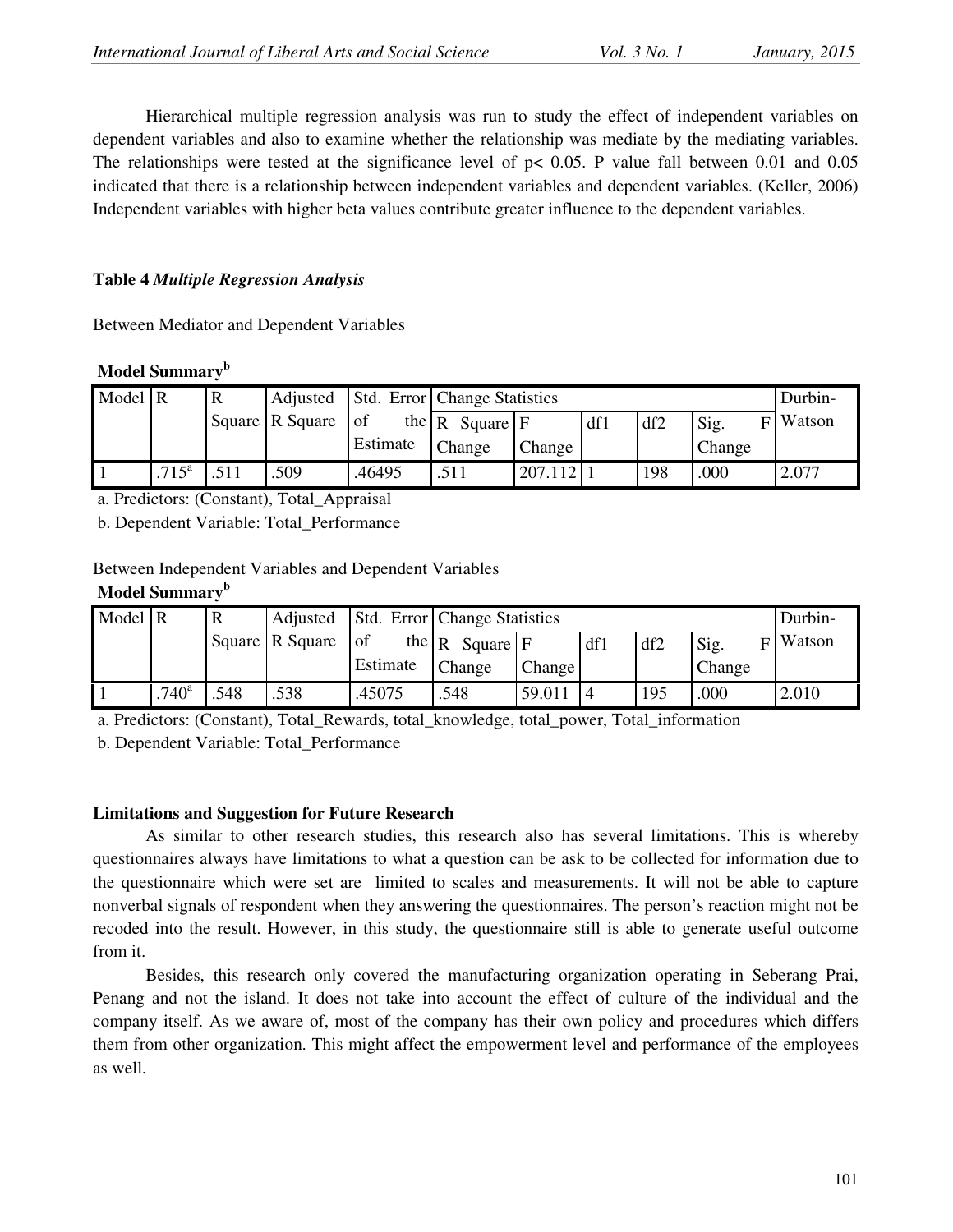Hierarchical multiple regression analysis was run to study the effect of independent variables on dependent variables and also to examine whether the relationship was mediate by the mediating variables. The relationships were tested at the significance level of $p < 0.05$. P value fall between 0.01 and 0.05 indicated that there is a relationship between independent variables and dependent variables. (Keller, 2006) Independent variables with higher beta values contribute greater influence to the dependent variables.

**Table 4** ***Multiple Regression Analysis***

Between Mediator and Dependent Variables

**Model Summary[b]**

| Model | R | R Square | Adjusted R Square | Std. Error of the Estimate | Change Statistics | | | | | Durbin-Watson |
|---|---|---|---|---|---|---|---|---|---|---|
| | | | | | R Square Change | F Change | df1 | df2 | Sig. F Change | |
| 1 | .715[a] | .511 | .509 | .46495 | .511 | 207.112 | 1 | 198 | .000 | 2.077 |

a. Predictors: (Constant), Total_Appraisal

b. Dependent Variable: Total_Performance

Between Independent Variables and Dependent Variables

**Model Summary[b]**

| Model | R | R Square | Adjusted R Square | Std. Error of the Estimate | Change Statistics | | | | | Durbin-Watson |
|---|---|---|---|---|---|---|---|---|---|---|
| | | | | | R Square Change | F Change | df1 | df2 | Sig. F Change | |
| 1 | .740[a] | .548 | .538 | .45075 | .548 | 59.011 | 4 | 195 | .000 | 2.010 |

a. Predictors: (Constant), Total_Rewards, total_knowledge, total_power, Total_information

b. Dependent Variable: Total_Performance

### Limitations and Suggestion for Future Research

As similar to other research studies, this research also has several limitations. This is whereby questionnaires always have limitations to what a question can be ask to be collected for information due to the questionnaire which were set are limited to scales and measurements. It will not be able to capture nonverbal signals of respondent when they answering the questionnaires. The person's reaction might not be recoded into the result. However, in this study, the questionnaire still is able to generate useful outcome from it.

Besides, this research only covered the manufacturing organization operating in Seberang Prai, Penang and not the island. It does not take into account the effect of culture of the individual and the company itself. As we aware of, most of the company has their own policy and procedures which differs them from other organization. This might affect the empowerment level and performance of the employees as well.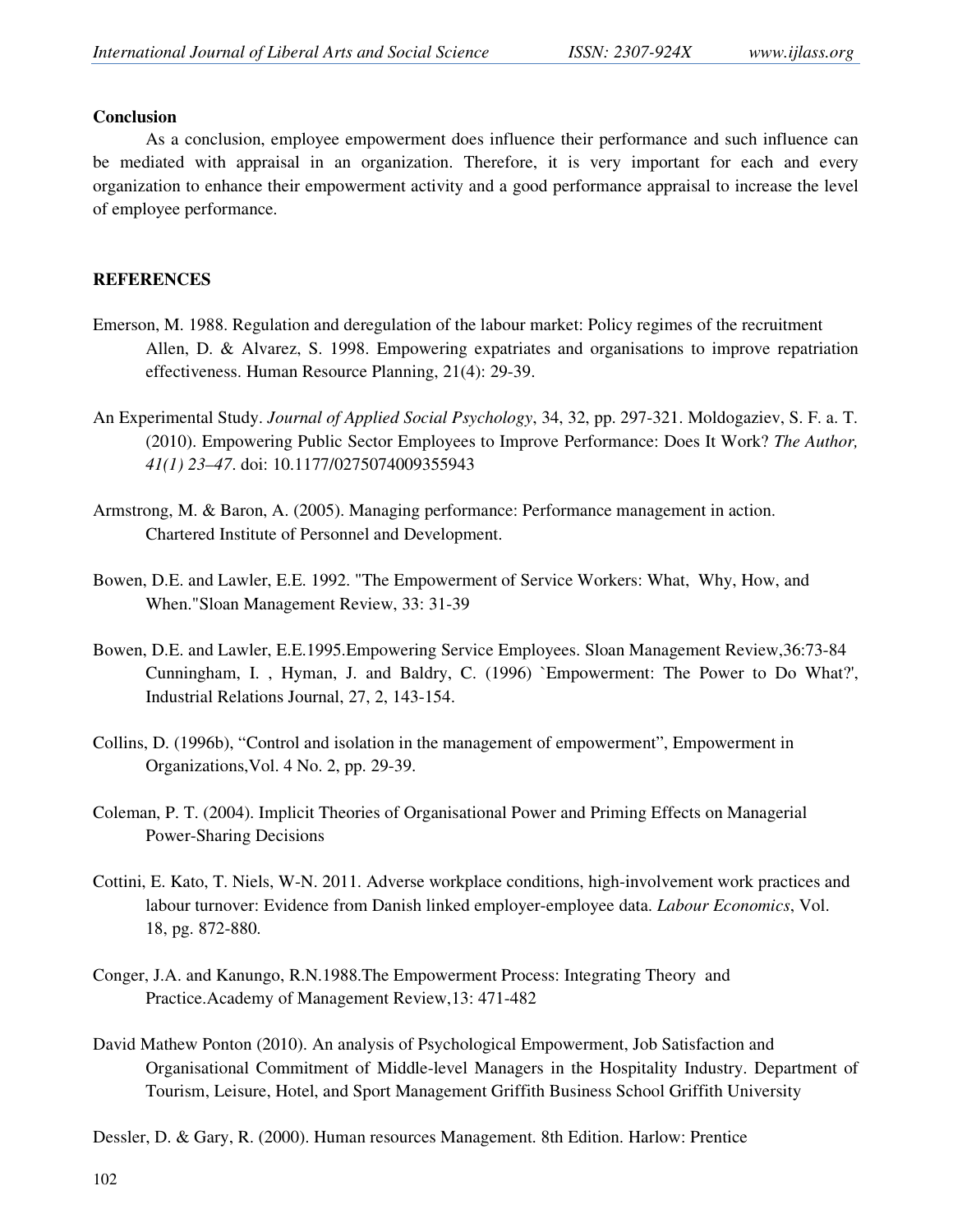**Conclusion**

As a conclusion, employee empowerment does influence their performance and such influence can be mediated with appraisal in an organization. Therefore, it is very important for each and every organization to enhance their empowerment activity and a good performance appraisal to increase the level of employee performance.

**REFERENCES**

Emerson, M. 1988. Regulation and deregulation of the labour market: Policy regimes of the recruitment Allen, D. & Alvarez, S. 1998. Empowering expatriates and organisations to improve repatriation effectiveness. Human Resource Planning, 21(4): 29-39.

An Experimental Study. *Journal of Applied Social Psychology*, 34, 32, pp. 297-321. Moldogaziev, S. F. a. T. (2010). Empowering Public Sector Employees to Improve Performance: Does It Work? *The Author, 41(1) 23–47*. doi: 10.1177/0275074009355943

Armstrong, M. & Baron, A. (2005). Managing performance: Performance management in action. Chartered Institute of Personnel and Development.

Bowen, D.E. and Lawler, E.E. 1992. "The Empowerment of Service Workers: What, Why, How, and When."Sloan Management Review, 33: 31-39

Bowen, D.E. and Lawler, E.E.1995.Empowering Service Employees. Sloan Management Review,36:73-84 Cunningham, I. , Hyman, J. and Baldry, C. (1996) `Empowerment: The Power to Do What?', Industrial Relations Journal, 27, 2, 143-154.

Collins, D. (1996b), "Control and isolation in the management of empowerment", Empowerment in Organizations,Vol. 4 No. 2, pp. 29-39.

Coleman, P. T. (2004). Implicit Theories of Organisational Power and Priming Effects on Managerial Power-Sharing Decisions

Cottini, E. Kato, T. Niels, W-N. 2011. Adverse workplace conditions, high-involvement work practices and labour turnover: Evidence from Danish linked employer-employee data. *Labour Economics*, Vol. 18, pg. 872-880.

Conger, J.A. and Kanungo, R.N.1988.The Empowerment Process: Integrating Theory and Practice.Academy of Management Review,13: 471-482

David Mathew Ponton (2010). An analysis of Psychological Empowerment, Job Satisfaction and Organisational Commitment of Middle-level Managers in the Hospitality Industry. Department of Tourism, Leisure, Hotel, and Sport Management Griffith Business School Griffith University

Dessler, D. & Gary, R. (2000). Human resources Management. 8th Edition. Harlow: Prentice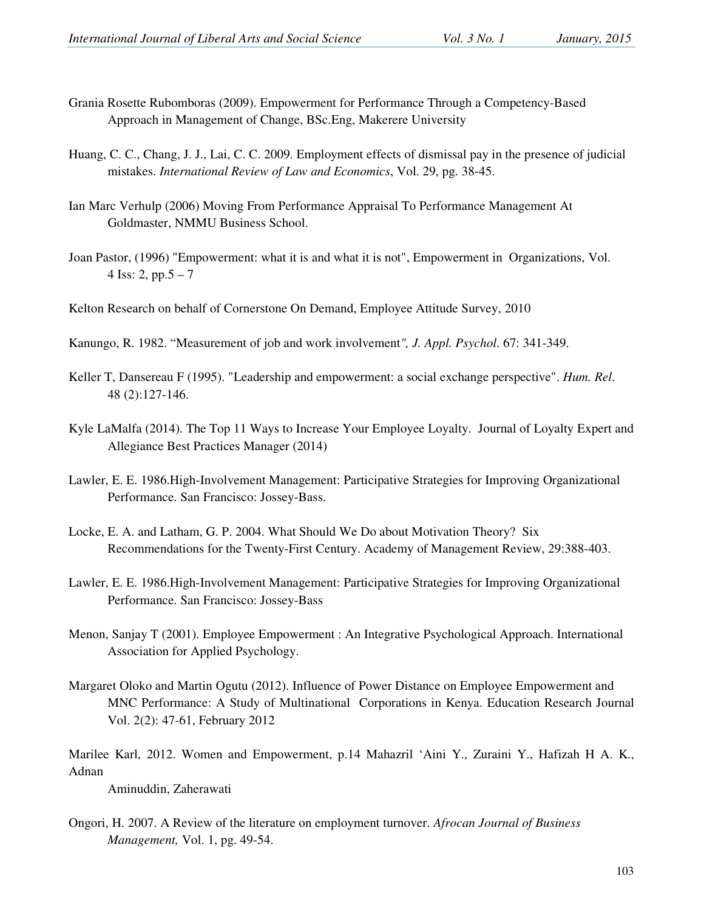Grania Rosette Rubomboras (2009). Empowerment for Performance Through a Competency-Based Approach in Management of Change, BSc.Eng, Makerere University

Huang, C. C., Chang, J. J., Lai, C. C. 2009. Employment effects of dismissal pay in the presence of judicial mistakes. *International Review of Law and Economics*, Vol. 29, pg. 38-45.

Ian Marc Verhulp (2006) Moving From Performance Appraisal To Performance Management At Goldmaster, NMMU Business School.

Joan Pastor, (1996) "Empowerment: what it is and what it is not", Empowerment in Organizations, Vol. 4 Iss: 2, pp.5 – 7

Kelton Research on behalf of Cornerstone On Demand, Employee Attitude Survey, 2010

Kanungo, R. 1982. "Measurement of job and work involvement*", J. Appl. Psychol*. 67: 341-349.

Keller T, Dansereau F (1995). "Leadership and empowerment: a social exchange perspective". *Hum. Rel*. 48 (2):127-146.

Kyle LaMalfa (2014). The Top 11 Ways to Increase Your Employee Loyalty. Journal of Loyalty Expert and Allegiance Best Practices Manager (2014)

Lawler, E. E. 1986.High-Involvement Management: Participative Strategies for Improving Organizational Performance. San Francisco: Jossey-Bass.

Locke, E. A. and Latham, G. P. 2004. What Should We Do about Motivation Theory? Six Recommendations for the Twenty-First Century. Academy of Management Review, 29:388-403.

Lawler, E. E. 1986.High-Involvement Management: Participative Strategies for Improving Organizational Performance. San Francisco: Jossey-Bass

Menon, Sanjay T (2001). Employee Empowerment : An Integrative Psychological Approach. International Association for Applied Psychology.

Margaret Oloko and Martin Ogutu (2012). Influence of Power Distance on Employee Empowerment and MNC Performance: A Study of Multinational Corporations in Kenya. Education Research Journal Vol. 2(2): 47-61, February 2012

Marilee Karl, 2012. Women and Empowerment, p.14 Mahazril 'Aini Y., Zuraini Y., Hafizah H A. K., Adnan

Aminuddin, Zaherawati

Ongori, H. 2007. A Review of the literature on employment turnover. *Afrocan Journal of Business Management,* Vol. 1, pg. 49-54.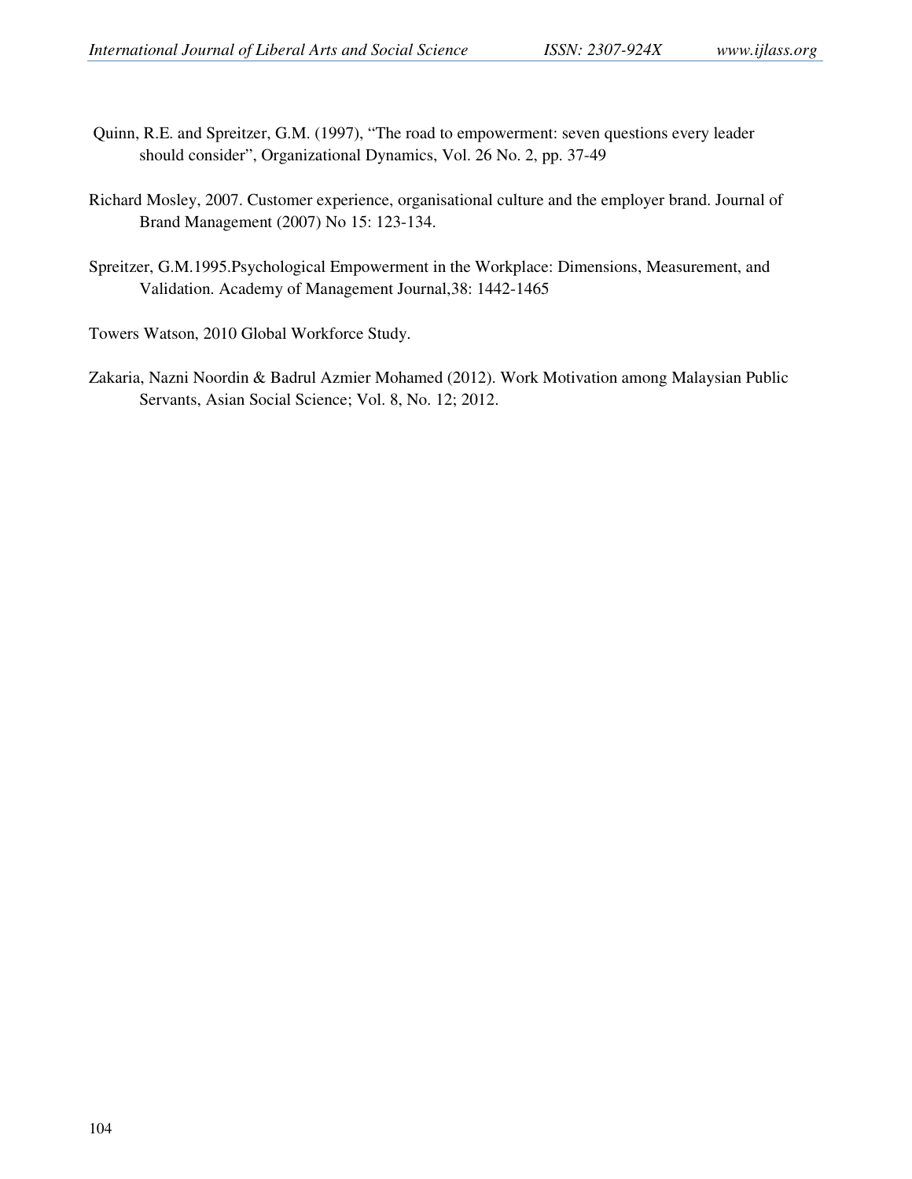Quinn, R.E. and Spreitzer, G.M. (1997), "The road to empowerment: seven questions every leader should consider", Organizational Dynamics, Vol. 26 No. 2, pp. 37-49

Richard Mosley, 2007. Customer experience, organisational culture and the employer brand. Journal of Brand Management (2007) No 15: 123-134.

Spreitzer, G.M.1995.Psychological Empowerment in the Workplace: Dimensions, Measurement, and Validation. Academy of Management Journal,38: 1442-1465

Towers Watson, 2010 Global Workforce Study.

Zakaria, Nazni Noordin & Badrul Azmier Mohamed (2012). Work Motivation among Malaysian Public Servants, Asian Social Science; Vol. 8, No. 12; 2012.